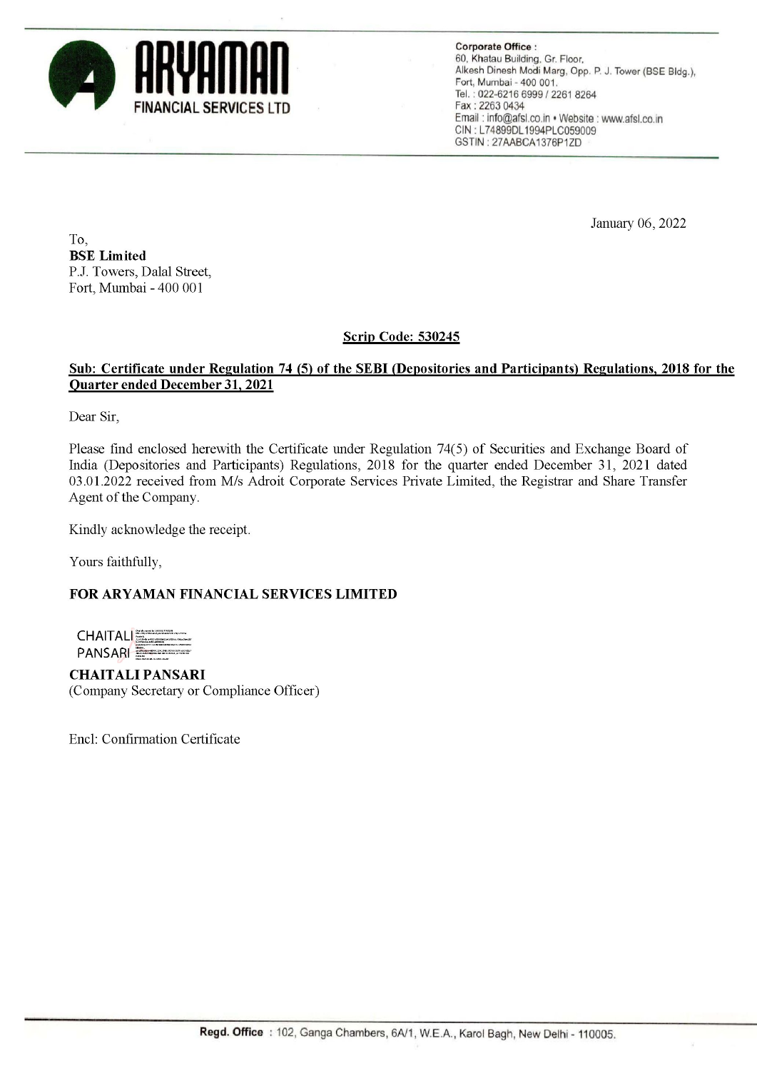**ARYAMAN**
**FINANCIAL SERVICES LTD**

**Corporate Office :**
60, Khatau Building, Gr. Floor,
Alkesh Dinesh Modi Marg, Opp. P. J. Tower (BSE Bldg.),
Fort, Mumbai - 400 001.
Tel. : 022-6216 6999 / 2261 8264
Fax : 2263 0434
Email : info@afsl.co.in • Website : www.afsl.co.in
CIN : L74899DL1994PLC059009
GSTIN : 27AABCA1376P1ZD

January 06, 2022

To,
**BSE Limited**
P.J. Towers, Dalal Street,
Fort, Mumbai - 400 001

**Scrip Code: 530245**

**Sub: Certificate under Regulation 74 (5) of the SEBI (Depositories and Participants) Regulations, 2018 for the Quarter ended December 31, 2021**

Dear Sir,

Please find enclosed herewith the Certificate under Regulation 74(5) of Securities and Exchange Board of India (Depositories and Participants) Regulations, 2018 for the quarter ended December 31, 2021 dated 03.01.2022 received from M/s Adroit Corporate Services Private Limited, the Registrar and Share Transfer Agent of the Company.

Kindly acknowledge the receipt.

Yours faithfully,

**FOR ARYAMAN FINANCIAL SERVICES LIMITED**

CHAITALI PANSARI

**CHAITALI PANSARI**
(Company Secretary or Compliance Officer)

Encl: Confirmation Certificate

**Regd. Office** : 102, Ganga Chambers, 6A/1, W.E.A., Karol Bagh, New Delhi - 110005.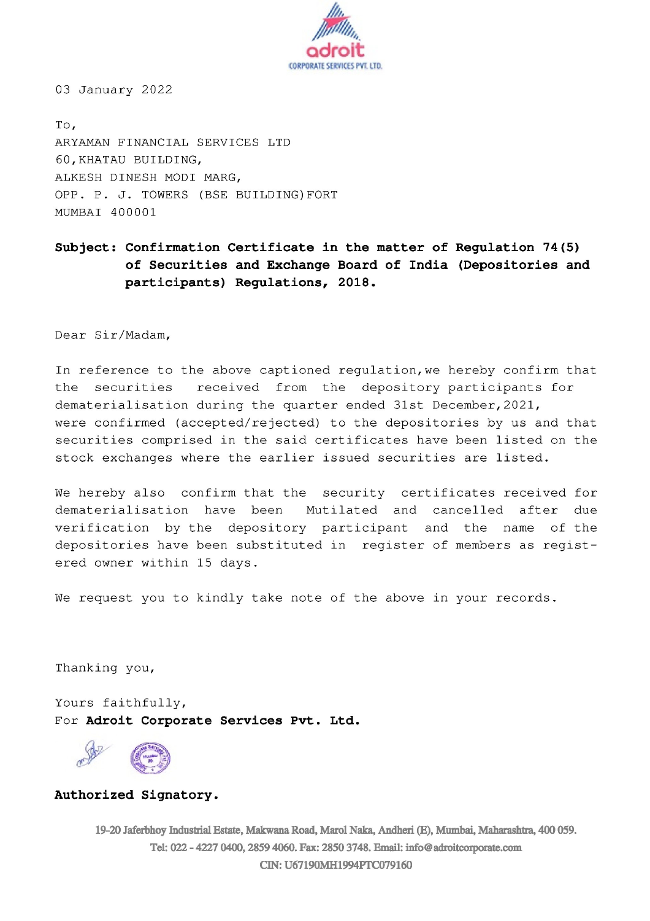adroit
CORPORATE SERVICES PVT. LTD.

03 January 2022

To,
ARYAMAN FINANCIAL SERVICES LTD
60,KHATAU BUILDING,
ALKESH DINESH MODI MARG,
OPP. P. J. TOWERS (BSE BUILDING)FORT
MUMBAI 400001

**Subject: Confirmation Certificate in the matter of Regulation 74(5) of Securities and Exchange Board of India (Depositories and participants) Regulations, 2018.**

Dear Sir/Madam,

In reference to the above captioned regulation,we hereby confirm that the securities received from the depository participants for dematerialisation during the quarter ended 31st December,2021, were confirmed (accepted/rejected) to the depositories by us and that securities comprised in the said certificates have been listed on the stock exchanges where the earlier issued securities are listed.

We hereby also confirm that the security certificates received for dematerialisation have been Mutilated and cancelled after due verification by the depository participant and the name of the depositories have been substituted in register of members as registered owner within 15 days.

We request you to kindly take note of the above in your records.

Thanking you,

Yours faithfully,
For **Adroit Corporate Services Pvt. Ltd.**

**Authorized Signatory.**

19-20 Jaferbhoy Industrial Estate, Makwana Road, Marol Naka, Andheri (E), Mumbai, Maharashtra, 400 059.
Tel: 022 - 4227 0400, 2859 4060. Fax: 2850 3748. Email: info@adroitcorporate.com
CIN: U67190MH1994PTC079160